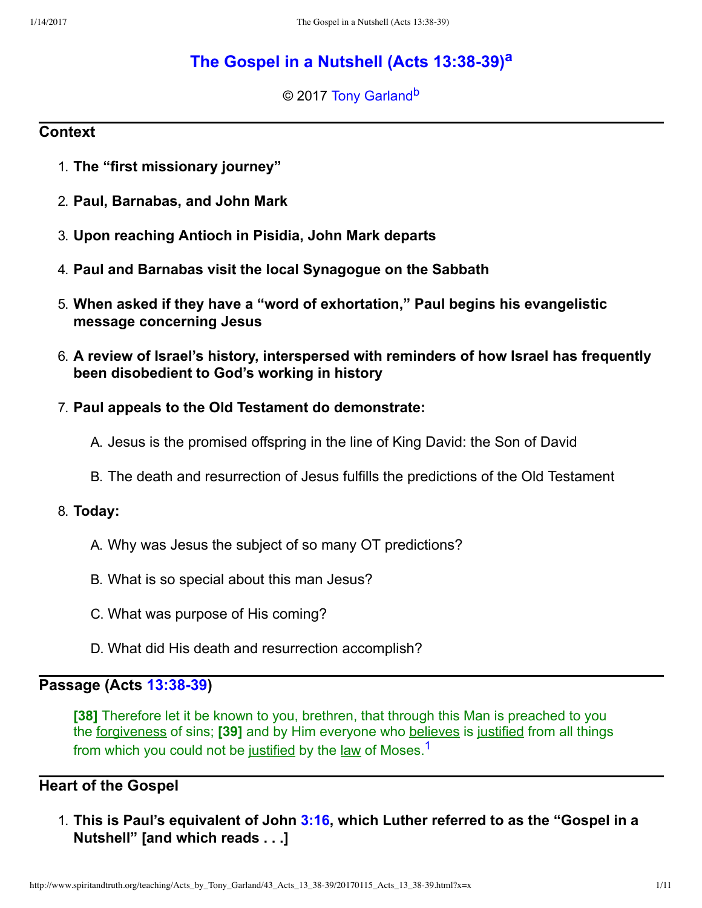# The Gospel in a Nutshell (Acts 13:38-39)[a]

© 2017 Tony Garland[b]

## Context

1. **The "first missionary journey"**
2. **Paul, Barnabas, and John Mark**
3. **Upon reaching Antioch in Pisidia, John Mark departs**
4. **Paul and Barnabas visit the local Synagogue on the Sabbath**
5. **When asked if they have a "word of exhortation," Paul begins his evangelistic message concerning Jesus**
6. **A review of Israel's history, interspersed with reminders of how Israel has frequently been disobedient to God's working in history**
7. **Paul appeals to the Old Testament do demonstrate:**
   A. Jesus is the promised offspring in the line of King David: the Son of David
   B. The death and resurrection of Jesus fulfills the predictions of the Old Testament
8. **Today:**
   A. Why was Jesus the subject of so many OT predictions?
   B. What is so special about this man Jesus?
   C. What was purpose of His coming?
   D. What did His death and resurrection accomplish?

## Passage (Acts 13:38-39)

> **[38]** Therefore let it be known to you, brethren, that through this Man is preached to you the forgiveness of sins; **[39]** and by Him everyone who believes is justified from all things from which you could not be justified by the law of Moses.[1]

## Heart of the Gospel

1. **This is Paul's equivalent of John 3:16, which Luther referred to as the "Gospel in a Nutshell" [and which reads . . .]**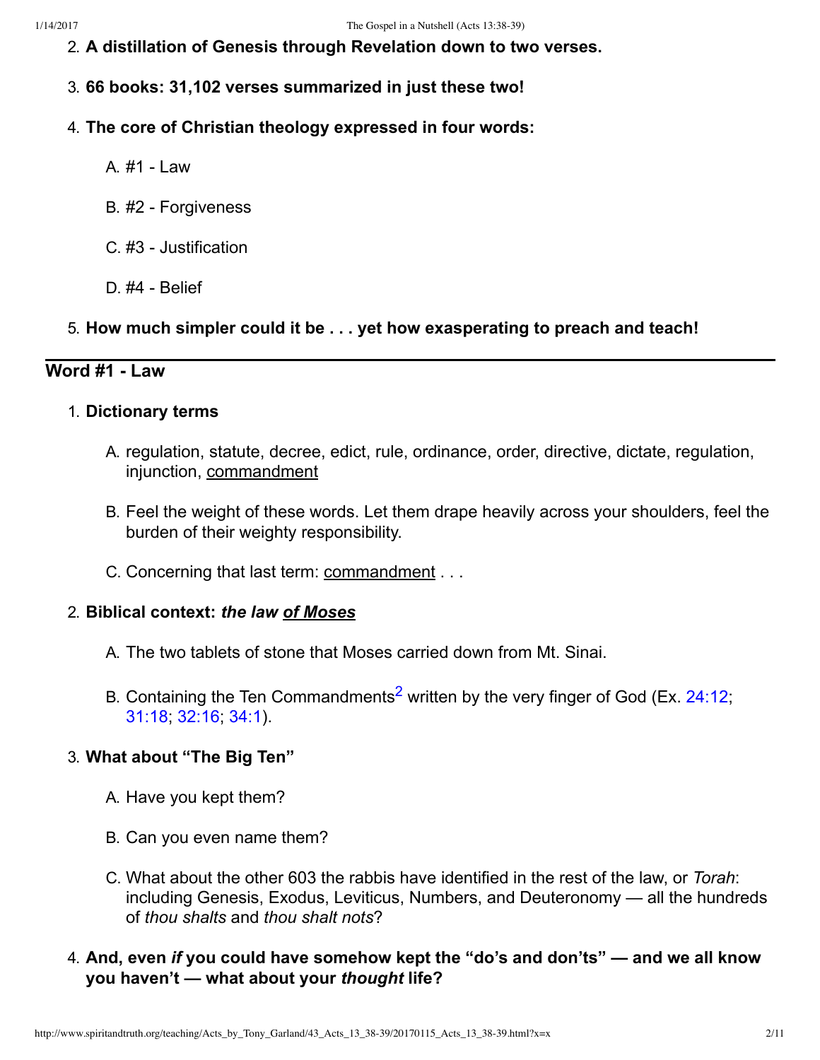2. **A distillation of Genesis through Revelation down to two verses.**
3. **66 books: 31,102 verses summarized in just these two!**
4. **The core of Christian theology expressed in four words:**
   - A. #1 - Law
   - B. #2 - Forgiveness
   - C. #3 - Justification
   - D. #4 - Belief
5. **How much simpler could it be . . . yet how exasperating to preach and teach!**

---

## Word #1 - Law

1. **Dictionary terms**
   - A. regulation, statute, decree, edict, rule, ordinance, order, directive, dictate, regulation, injunction, <u>commandment</u>
   - B. Feel the weight of these words. Let them drape heavily across your shoulders, feel the burden of their weighty responsibility.
   - C. Concerning that last term: <u>commandment</u> . . .
2. **Biblical context: *the law <u>of Moses</u>***
   - A. The two tablets of stone that Moses carried down from Mt. Sinai.
   - B. Containing the Ten Commandments[2] written by the very finger of God (Ex. 24:12; 31:18; 32:16; 34:1).
3. **What about "The Big Ten"**
   - A. Have you kept them?
   - B. Can you even name them?
   - C. What about the other 603 the rabbis have identified in the rest of the law, or *Torah*: including Genesis, Exodus, Leviticus, Numbers, and Deuteronomy — all the hundreds of *thou shalts* and *thou shalt nots*?
4. **And, even *if* you could have somehow kept the "do's and don'ts" — and we all know you haven't — what about your *thought* life?**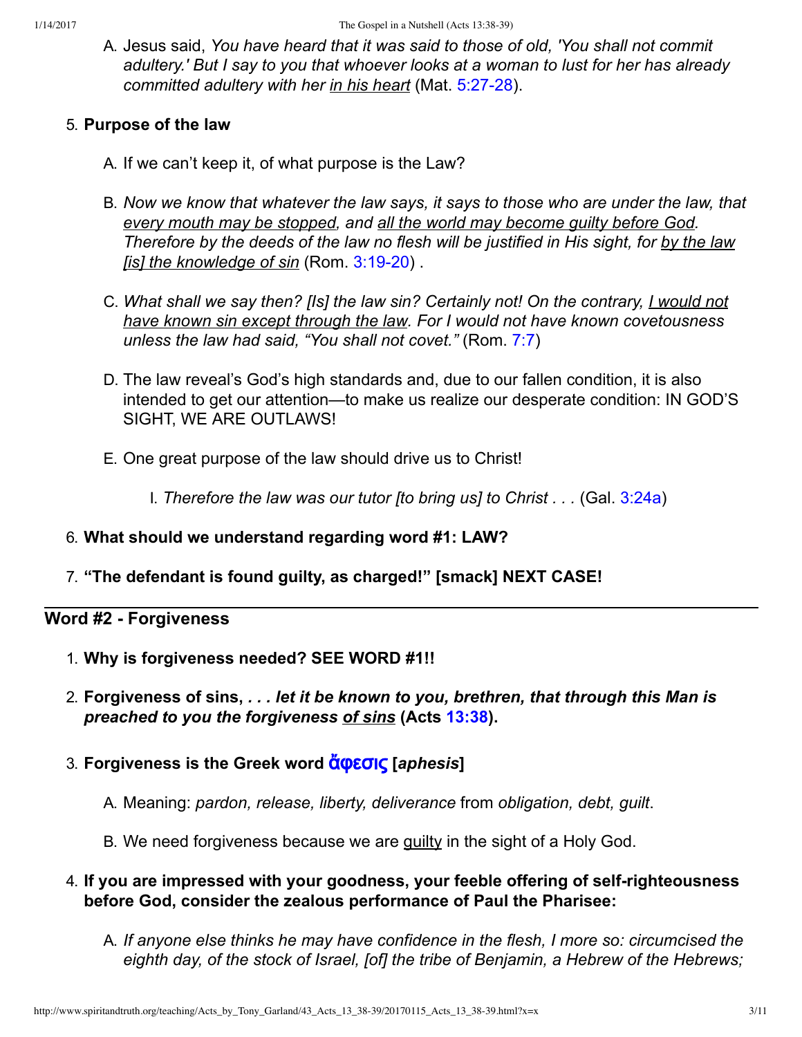A. Jesus said, *You have heard that it was said to those of old, 'You shall not commit adultery.' But I say to you that whoever looks at a woman to lust for her has already committed adultery with her* _*in his heart*_ (Mat. 5:27-28).

5. **Purpose of the law**

   A. If we can't keep it, of what purpose is the Law?

   B. *Now we know that whatever the law says, it says to those who are under the law, that* _*every mouth may be stopped*_, *and* _*all the world may become guilty before God*_. *Therefore by the deeds of the law no flesh will be justified in His sight, for* _*by the law [is] the knowledge of sin*_ (Rom. 3:19-20) .

   C. *What shall we say then? [Is] the law sin? Certainly not! On the contrary,* _*I would not have known sin except through the law*_. *For I would not have known covetousness unless the law had said, "You shall not covet."* (Rom. 7:7)

   D. The law reveal's God's high standards and, due to our fallen condition, it is also intended to get our attention—to make us realize our desperate condition: IN GOD'S SIGHT, WE ARE OUTLAWS!

   E. One great purpose of the law should drive us to Christ!

      I. *Therefore the law was our tutor [to bring us] to Christ . . .* (Gal. 3:24a)

6. **What should we understand regarding word #1: LAW?**

7. **"The defendant is found guilty, as charged!" [smack] NEXT CASE!**

---

## Word #2 - Forgiveness

1. **Why is forgiveness needed? SEE WORD #1!!**

2. **Forgiveness of sins,** ***. . . let it be known to you, brethren, that through this Man is preached to you the forgiveness*** _***of sins***_ **(Acts 13:38).**

3. **Forgiveness is the Greek word ἄφεσις [*aphesis*]**

   A. Meaning: *pardon, release, liberty, deliverance* from *obligation, debt, guilt*.

   B. We need forgiveness because we are _guilty_ in the sight of a Holy God.

4. **If you are impressed with your goodness, your feeble offering of self-righteousness before God, consider the zealous performance of Paul the Pharisee:**

   A. *If anyone else thinks he may have confidence in the flesh, I more so: circumcised the eighth day, of the stock of Israel, [of] the tribe of Benjamin, a Hebrew of the Hebrews;*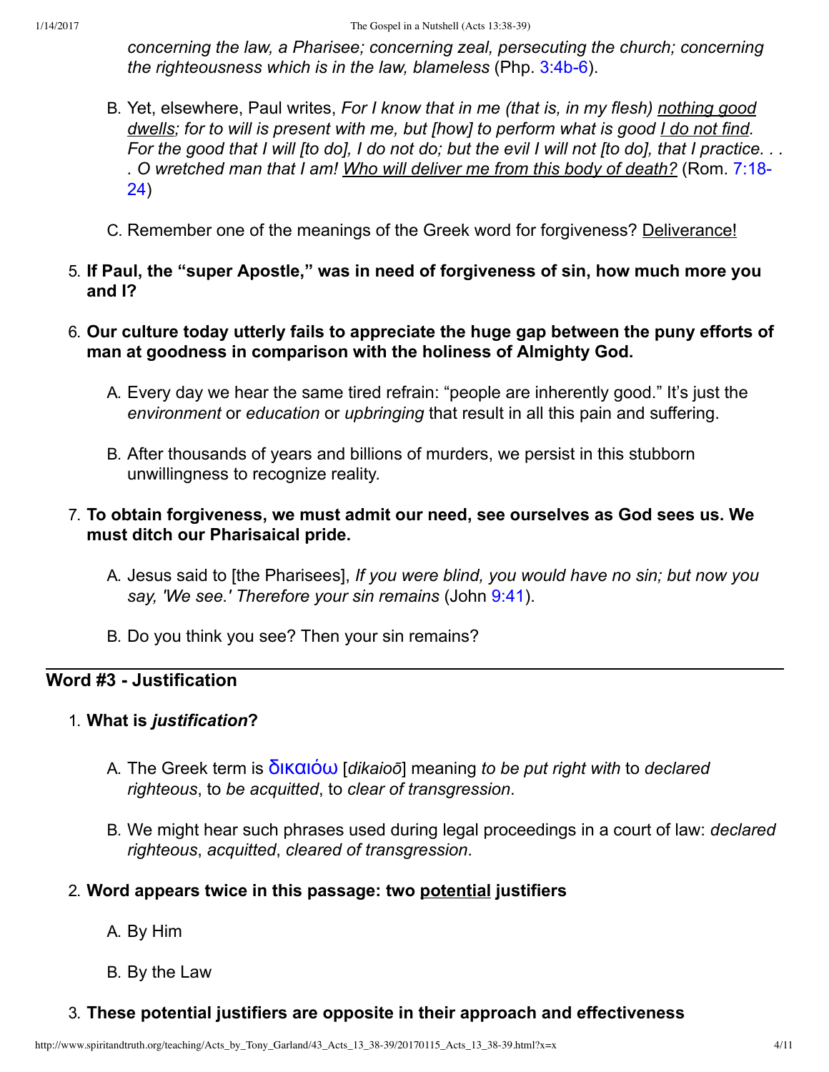*concerning the law, a Pharisee; concerning zeal, persecuting the church; concerning the righteousness which is in the law, blameless* (Php. 3:4b-6).

B. Yet, elsewhere, Paul writes, *For I know that in me (that is, in my flesh) nothing good dwells; for to will is present with me, but [how] to perform what is good I do not find. For the good that I will [to do], I do not do; but the evil I will not [to do], that I practice. . . . O wretched man that I am! Who will deliver me from this body of death?* (Rom. 7:18-24)

C. Remember one of the meanings of the Greek word for forgiveness? Deliverance!

5. **If Paul, the "super Apostle," was in need of forgiveness of sin, how much more you and I?**

6. **Our culture today utterly fails to appreciate the huge gap between the puny efforts of man at goodness in comparison with the holiness of Almighty God.**

   A. Every day we hear the same tired refrain: "people are inherently good." It's just the *environment* or *education* or *upbringing* that result in all this pain and suffering.

   B. After thousands of years and billions of murders, we persist in this stubborn unwillingness to recognize reality.

7. **To obtain forgiveness, we must admit our need, see ourselves as God sees us. We must ditch our Pharisaical pride.**

   A. Jesus said to [the Pharisees], *If you were blind, you would have no sin; but now you say, 'We see.' Therefore your sin remains* (John 9:41).

   B. Do you think you see? Then your sin remains?

## Word #3 - Justification

1. **What is *justification*?**

   A. The Greek term is δικαιόω [*dikaioō*] meaning *to be put right with* to *declared righteous*, to *be acquitted*, to *clear of transgression*.

   B. We might hear such phrases used during legal proceedings in a court of law: *declared righteous*, *acquitted*, *cleared of transgression*.

2. **Word appears twice in this passage: two potential justifiers**

   A. By Him

   B. By the Law

3. **These potential justifiers are opposite in their approach and effectiveness**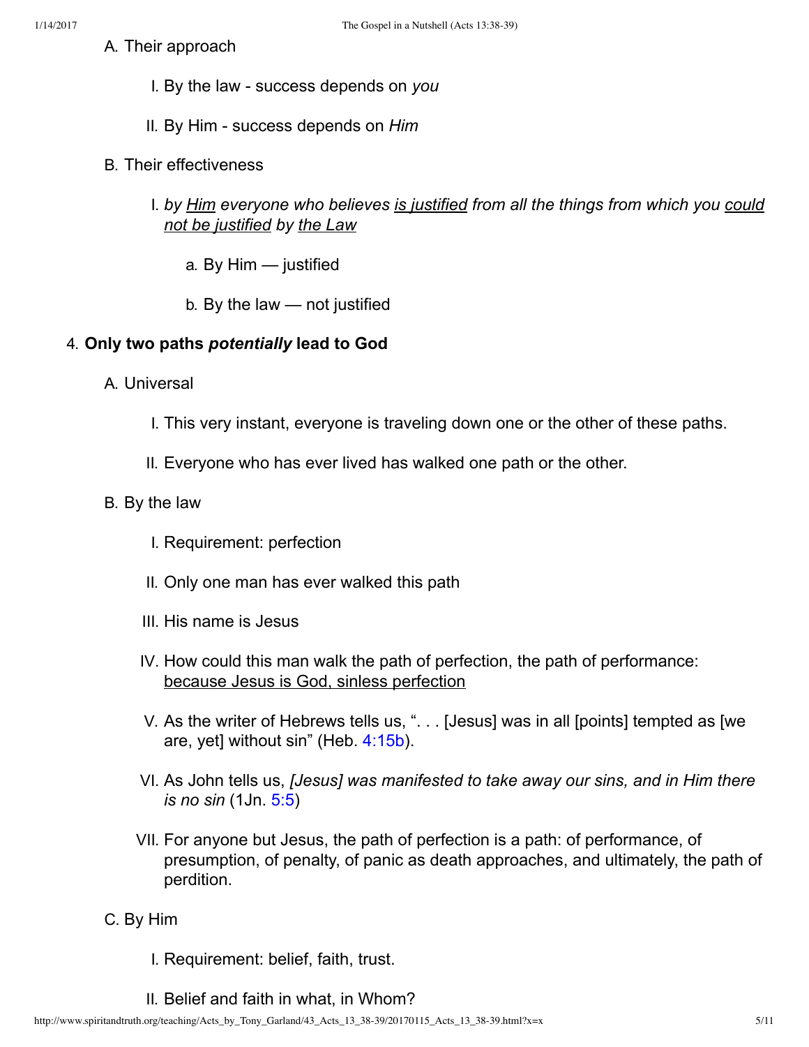A. Their approach

  I. By the law - success depends on *you*

  II. By Him - success depends on *Him*

B. Their effectiveness

  I. *by <u>Him</u> everyone who believes <u>is justified</u> from all the things from which you <u>could not be justified</u> by <u>the Law</u>*

    a. By Him — justified

    b. By the law — not justified

4. **Only two paths *potentially* lead to God**

A. Universal

  I. This very instant, everyone is traveling down one or the other of these paths.

  II. Everyone who has ever lived has walked one path or the other.

B. By the law

  I. Requirement: perfection

  II. Only one man has ever walked this path

  III. His name is Jesus

  IV. How could this man walk the path of perfection, the path of performance: <u>because Jesus is God, sinless perfection</u>

  V. As the writer of Hebrews tells us, ". . . [Jesus] was in all [points] tempted as [we are, yet] without sin" (Heb. 4:15b).

  VI. As John tells us, *[Jesus] was manifested to take away our sins, and in Him there is no sin* (1Jn. 5:5)

  VII. For anyone but Jesus, the path of perfection is a path: of performance, of presumption, of penalty, of panic as death approaches, and ultimately, the path of perdition.

C. By Him

  I. Requirement: belief, faith, trust.

  II. Belief and faith in what, in Whom?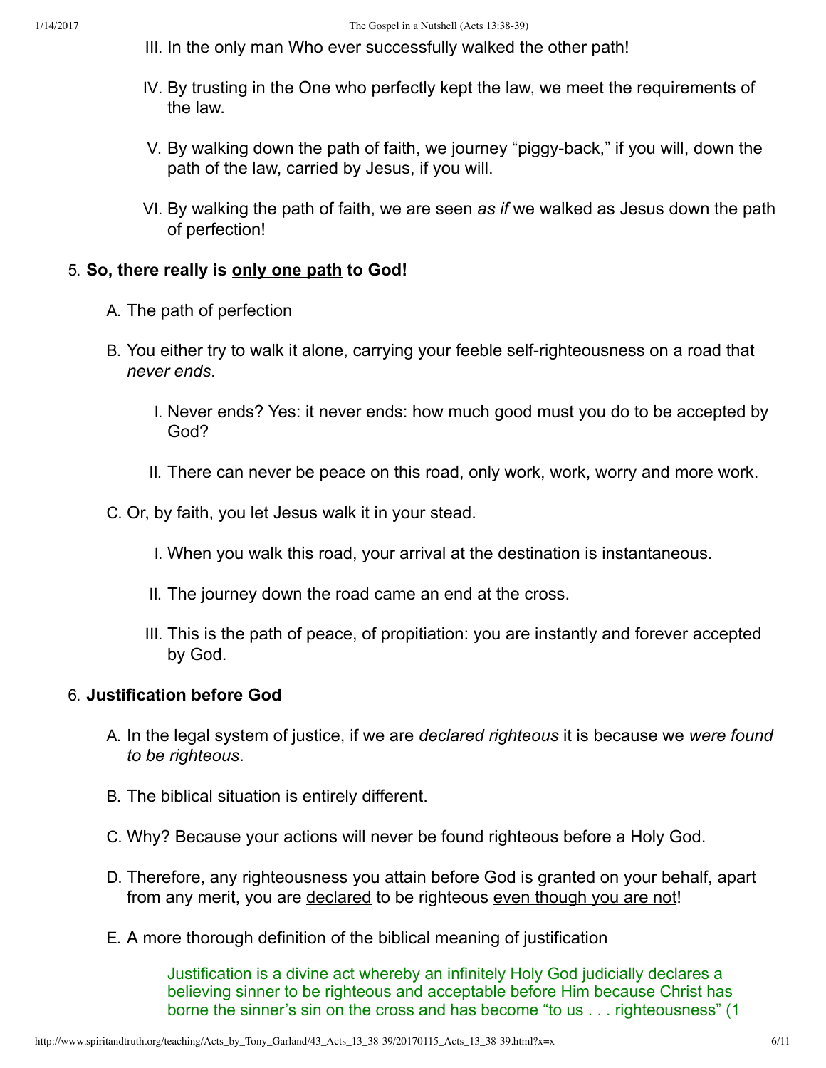III. In the only man Who ever successfully walked the other path!

IV. By trusting in the One who perfectly kept the law, we meet the requirements of the law.

V. By walking down the path of faith, we journey "piggy-back," if you will, down the path of the law, carried by Jesus, if you will.

VI. By walking the path of faith, we are seen *as if* we walked as Jesus down the path of perfection!

5. **So, there really is <u>only one path</u> to God!**

   A. The path of perfection

   B. You either try to walk it alone, carrying your feeble self-righteousness on a road that *never ends*.

      I. Never ends? Yes: it <u>never ends</u>: how much good must you do to be accepted by God?

      II. There can never be peace on this road, only work, work, worry and more work.

   C. Or, by faith, you let Jesus walk it in your stead.

      I. When you walk this road, your arrival at the destination is instantaneous.

      II. The journey down the road came an end at the cross.

      III. This is the path of peace, of propitiation: you are instantly and forever accepted by God.

6. **Justification before God**

   A. In the legal system of justice, if we are *declared righteous* it is because we *were found to be righteous*.

   B. The biblical situation is entirely different.

   C. Why? Because your actions will never be found righteous before a Holy God.

   D. Therefore, any righteousness you attain before God is granted on your behalf, apart from any merit, you are <u>declared</u> to be righteous <u>even though you are not</u>!

   E. A more thorough definition of the biblical meaning of justification

      > Justification is a divine act whereby an infinitely Holy God judicially declares a believing sinner to be righteous and acceptable before Him because Christ has borne the sinner's sin on the cross and has become "to us . . . righteousness" (1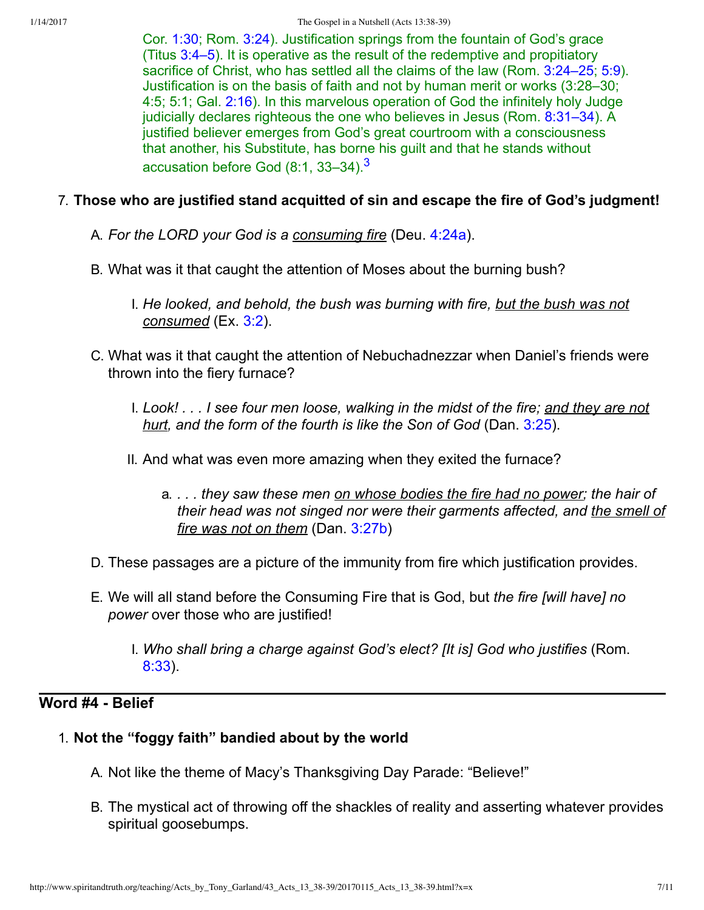Cor. 1:30; Rom. 3:24). Justification springs from the fountain of God's grace (Titus 3:4–5). It is operative as the result of the redemptive and propitiatory sacrifice of Christ, who has settled all the claims of the law (Rom. 3:24–25; 5:9). Justification is on the basis of faith and not by human merit or works (3:28–30; 4:5; 5:1; Gal. 2:16). In this marvelous operation of God the infinitely holy Judge judicially declares righteous the one who believes in Jesus (Rom. 8:31–34). A justified believer emerges from God's great courtroom with a consciousness that another, his Substitute, has borne his guilt and that he stands without accusation before God (8:1, 33–34).[3]

7. **Those who are justified stand acquitted of sin and escape the fire of God's judgment!**
   A. *For the LORD your God is a consuming fire* (Deu. 4:24a).
   B. What was it that caught the attention of Moses about the burning bush?
      I. *He looked, and behold, the bush was burning with fire, but the bush was not consumed* (Ex. 3:2).
   C. What was it that caught the attention of Nebuchadnezzar when Daniel's friends were thrown into the fiery furnace?
      I. *Look! . . . I see four men loose, walking in the midst of the fire; and they are not hurt, and the form of the fourth is like the Son of God* (Dan. 3:25).
      II. And what was even more amazing when they exited the furnace?
         a. *. . . they saw these men on whose bodies the fire had no power; the hair of their head was not singed nor were their garments affected, and the smell of fire was not on them* (Dan. 3:27b)
   D. These passages are a picture of the immunity from fire which justification provides.
   E. We will all stand before the Consuming Fire that is God, but *the fire [will have] no power* over those who are justified!
      I. *Who shall bring a charge against God's elect? [It is] God who justifies* (Rom. 8:33).

## Word #4 - Belief

1. **Not the "foggy faith" bandied about by the world**
   A. Not like the theme of Macy's Thanksgiving Day Parade: "Believe!"
   B. The mystical act of throwing off the shackles of reality and asserting whatever provides spiritual goosebumps.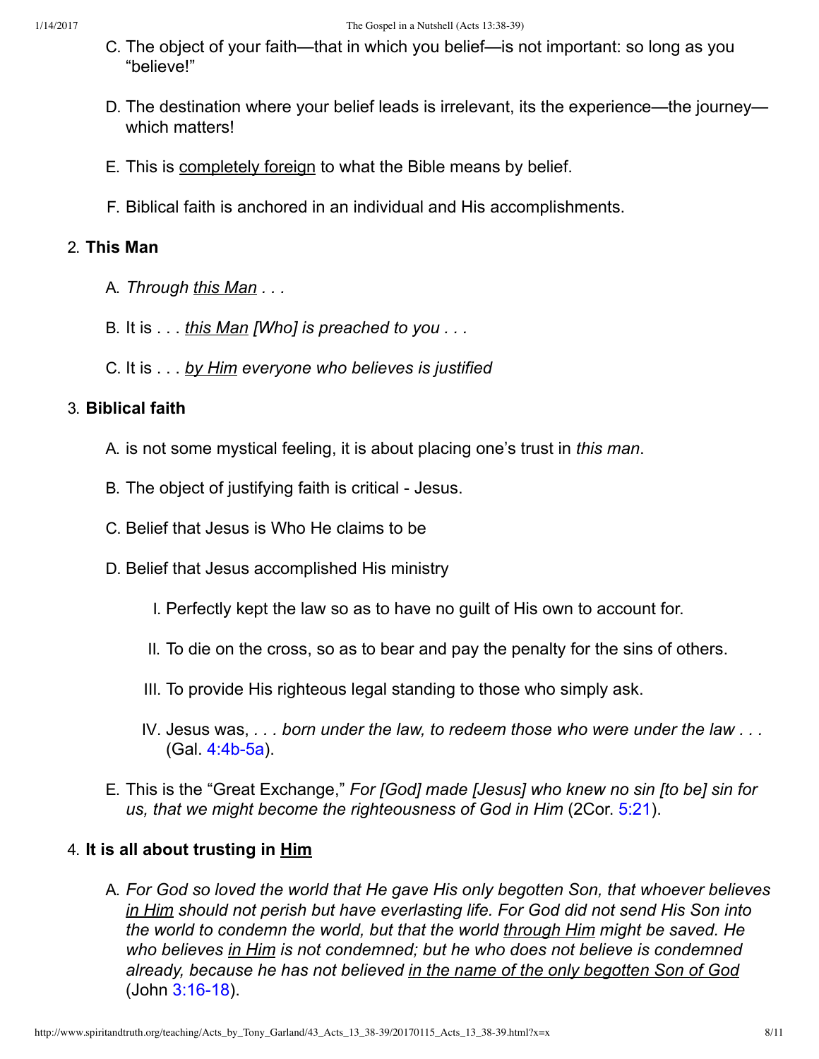C. The object of your faith—that in which you belief—is not important: so long as you "believe!"

D. The destination where your belief leads is irrelevant, its the experience—the journey—which matters!

E. This is <u>completely foreign</u> to what the Bible means by belief.

F. Biblical faith is anchored in an individual and His accomplishments.

2. **This Man**

A. *Through <u>this Man</u> . . .*

B. It is . . . *<u>this Man</u> [Who] is preached to you . . .*

C. It is . . . *<u>by Him</u> everyone who believes is justified*

3. **Biblical faith**

A. is not some mystical feeling, it is about placing one's trust in *this man*.

B. The object of justifying faith is critical - Jesus.

C. Belief that Jesus is Who He claims to be

D. Belief that Jesus accomplished His ministry

I. Perfectly kept the law so as to have no guilt of His own to account for.

II. To die on the cross, so as to bear and pay the penalty for the sins of others.

III. To provide His righteous legal standing to those who simply ask.

IV. Jesus was, *. . . born under the law, to redeem those who were under the law . . .* (Gal. 4:4b-5a).

E. This is the "Great Exchange," *For [God] made [Jesus] who knew no sin [to be] sin for us, that we might become the righteousness of God in Him* (2Cor. 5:21).

4. **It is all about trusting in <u>Him</u>**

A. *For God so loved the world that He gave His only begotten Son, that whoever believes <u>in Him</u> should not perish but have everlasting life. For God did not send His Son into the world to condemn the world, but that the world <u>through Him</u> might be saved. He who believes <u>in Him</u> is not condemned; but he who does not believe is condemned already, because he has not believed <u>in the name of the only begotten Son of God</u>* (John 3:16-18).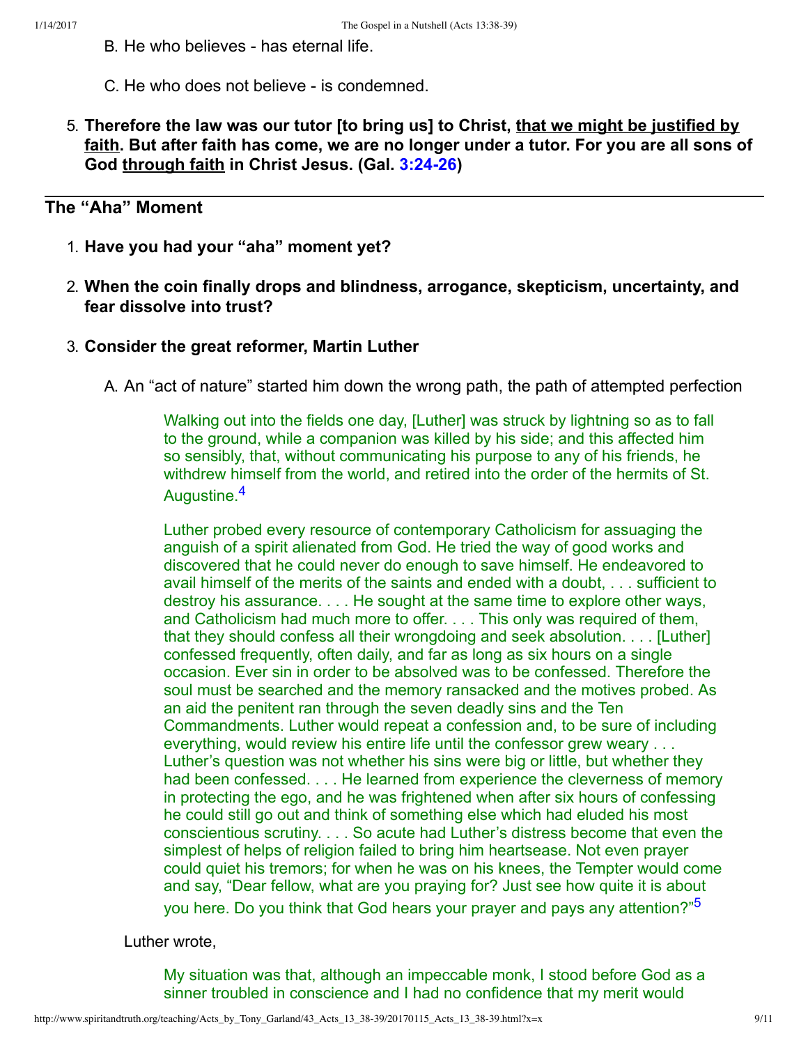B. He who believes - has eternal life.

   C. He who does not believe - is condemned.

5. **Therefore the law was our tutor [to bring us] to Christ, <u>that we might be justified by faith</u>. But after faith has come, we are no longer under a tutor. For you are all sons of God <u>through faith</u> in Christ Jesus. (Gal. 3:24-26)**

---

## The "Aha" Moment

1. **Have you had your "aha" moment yet?**

2. **When the coin finally drops and blindness, arrogance, skepticism, uncertainty, and fear dissolve into trust?**

3. **Consider the great reformer, Martin Luther**

   A. An "act of nature" started him down the wrong path, the path of attempted perfection

   > Walking out into the fields one day, [Luther] was struck by lightning so as to fall to the ground, while a companion was killed by his side; and this affected him so sensibly, that, without communicating his purpose to any of his friends, he withdrew himself from the world, and retired into the order of the hermits of St. Augustine.[4]

   > Luther probed every resource of contemporary Catholicism for assuaging the anguish of a spirit alienated from God. He tried the way of good works and discovered that he could never do enough to save himself. He endeavored to avail himself of the merits of the saints and ended with a doubt, . . . sufficient to destroy his assurance. . . . He sought at the same time to explore other ways, and Catholicism had much more to offer. . . . This only was required of them, that they should confess all their wrongdoing and seek absolution. . . . [Luther] confessed frequently, often daily, and far as long as six hours on a single occasion. Ever sin in order to be absolved was to be confessed. Therefore the soul must be searched and the memory ransacked and the motives probed. As an aid the penitent ran through the seven deadly sins and the Ten Commandments. Luther would repeat a confession and, to be sure of including everything, would review his entire life until the confessor grew weary . . . Luther's question was not whether his sins were big or little, but whether they had been confessed. . . . He learned from experience the cleverness of memory in protecting the ego, and he was frightened when after six hours of confessing he could still go out and think of something else which had eluded his most conscientious scrutiny. . . . So acute had Luther's distress become that even the simplest of helps of religion failed to bring him heartsease. Not even prayer could quiet his tremors; for when he was on his knees, the Tempter would come and say, "Dear fellow, what are you praying for? Just see how quite it is about you here. Do you think that God hears your prayer and pays any attention?"[5]

   Luther wrote,

   > My situation was that, although an impeccable monk, I stood before God as a sinner troubled in conscience and I had no confidence that my merit would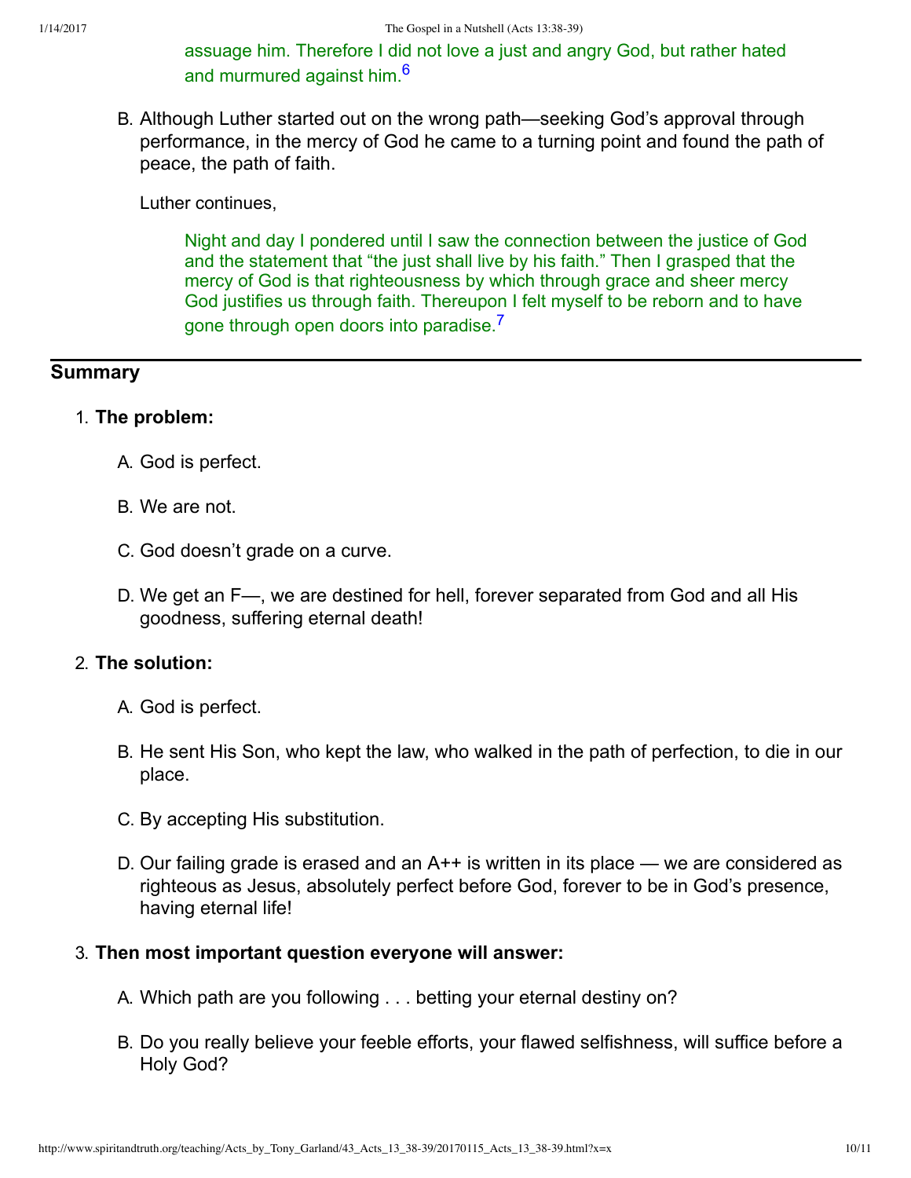> assuage him. Therefore I did not love a just and angry God, but rather hated and murmured against him.[6]

B. Although Luther started out on the wrong path—seeking God's approval through performance, in the mercy of God he came to a turning point and found the path of peace, the path of faith.

Luther continues,

> Night and day I pondered until I saw the connection between the justice of God and the statement that "the just shall live by his faith." Then I grasped that the mercy of God is that righteousness by which through grace and sheer mercy God justifies us through faith. Thereupon I felt myself to be reborn and to have gone through open doors into paradise.[7]

---

## Summary

1. **The problem:**

   A. God is perfect.

   B. We are not.

   C. God doesn't grade on a curve.

   D. We get an F—, we are destined for hell, forever separated from God and all His goodness, suffering eternal death!

2. **The solution:**

   A. God is perfect.

   B. He sent His Son, who kept the law, who walked in the path of perfection, to die in our place.

   C. By accepting His substitution.

   D. Our failing grade is erased and an A++ is written in its place — we are considered as righteous as Jesus, absolutely perfect before God, forever to be in God's presence, having eternal life!

3. **Then most important question everyone will answer:**

   A. Which path are you following . . . betting your eternal destiny on?

   B. Do you really believe your feeble efforts, your flawed selfishness, will suffice before a Holy God?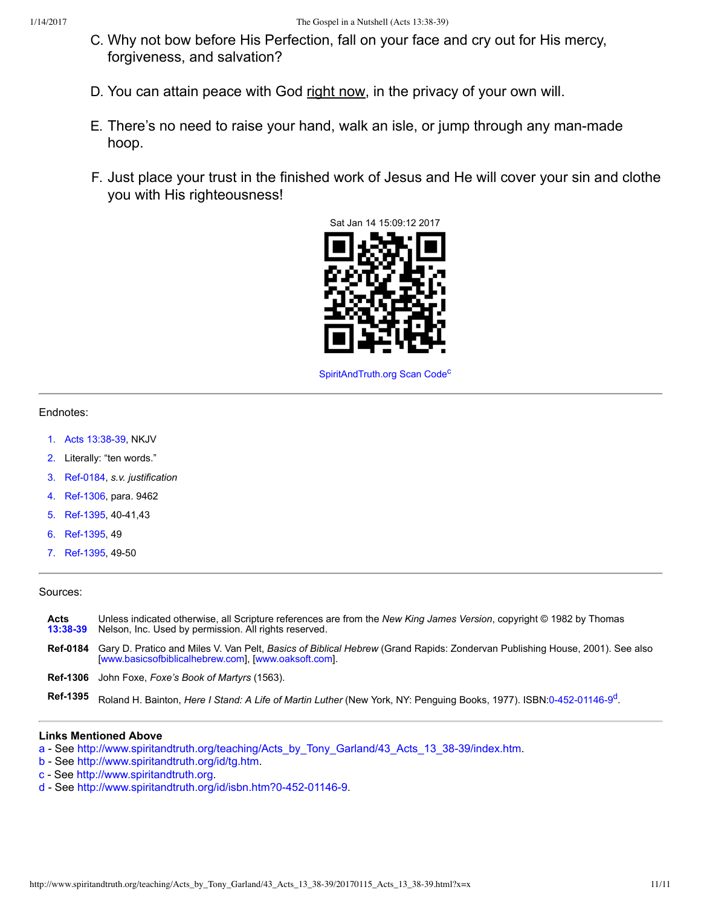C. Why not bow before His Perfection, fall on your face and cry out for His mercy, forgiveness, and salvation?

D. You can attain peace with God right now, in the privacy of your own will.

E. There's no need to raise your hand, walk an isle, or jump through any man-made hoop.

F. Just place your trust in the finished work of Jesus and He will cover your sin and clothe you with His righteousness!

Sat Jan 14 15:09:12 2017

SpiritAndTruth.org Scan Code[c]

---

Endnotes:

1. Acts 13:38-39, NKJV
2. Literally: "ten words."
3. Ref-0184, *s.v. justification*
4. Ref-1306, para. 9462
5. Ref-1395, 40-41,43
6. Ref-1395, 49
7. Ref-1395, 49-50

---

Sources:

| | |
|---|---|
| **Acts 13:38-39** | Unless indicated otherwise, all Scripture references are from the *New King James Version*, copyright © 1982 by Thomas Nelson, Inc. Used by permission. All rights reserved. |
| **Ref-0184** | Gary D. Pratico and Miles V. Van Pelt, *Basics of Biblical Hebrew* (Grand Rapids: Zondervan Publishing House, 2001). See also [www.basicsofbiblicalhebrew.com], [www.oaksoft.com]. |
| **Ref-1306** | John Foxe, *Foxe's Book of Martyrs* (1563). |
| **Ref-1395** | Roland H. Bainton, *Here I Stand: A Life of Martin Luther* (New York, NY: Penguing Books, 1977). ISBN:0-452-01146-9[d]. |

---

**Links Mentioned Above**

a - See http://www.spiritandtruth.org/teaching/Acts_by_Tony_Garland/43_Acts_13_38-39/index.htm.
b - See http://www.spiritandtruth.org/id/tg.htm.
c - See http://www.spiritandtruth.org.
d - See http://www.spiritandtruth.org/id/isbn.htm?0-452-01146-9.